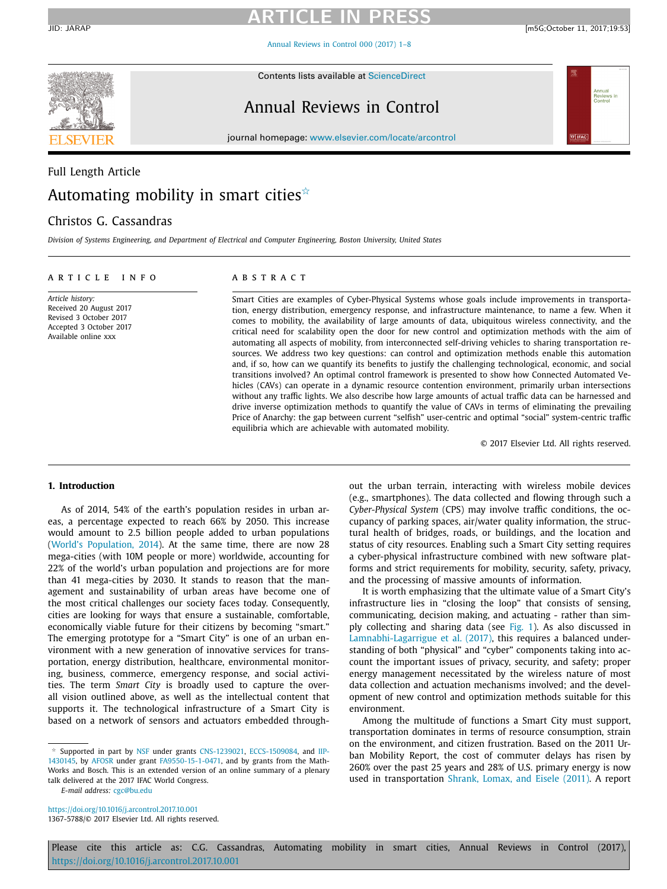Full Length Article

# Automating mobility in smart cities☆

Christos G. Cassandras

*Division of Systems Engineering, and Department of Electrical and Computer Engineering, Boston University, United States*

**ARTICLE INFO**

*Article history:*
Received 20 August 2017
Revised 3 October 2017
Accepted 3 October 2017
Available online xxx

**ABSTRACT**

Smart Cities are examples of Cyber-Physical Systems whose goals include improvements in transportation, energy distribution, emergency response, and infrastructure maintenance, to name a few. When it comes to mobility, the availability of large amounts of data, ubiquitous wireless connectivity, and the critical need for scalability open the door for new control and optimization methods with the aim of automating all aspects of mobility, from interconnected self-driving vehicles to sharing transportation resources. We address two key questions: can control and optimization methods enable this automation and, if so, how can we quantify its benefits to justify the challenging technological, economic, and social transitions involved? An optimal control framework is presented to show how Connected Automated Vehicles (CAVs) can operate in a dynamic resource contention environment, primarily urban intersections without any traffic lights. We also describe how large amounts of actual traffic data can be harnessed and drive inverse optimization methods to quantify the value of CAVs in terms of eliminating the prevailing Price of Anarchy: the gap between current "selfish" user-centric and optimal "social" system-centric traffic equilibria which are achievable with automated mobility.

© 2017 Elsevier Ltd. All rights reserved.

## 1. Introduction

As of 2014, 54% of the earth's population resides in urban areas, a percentage expected to reach 66% by 2050. This increase would amount to 2.5 billion people added to urban populations (World's Population, 2014). At the same time, there are now 28 mega-cities (with 10M people or more) worldwide, accounting for 22% of the world's urban population and projections are for more than 41 mega-cities by 2030. It stands to reason that the management and sustainability of urban areas have become one of the most critical challenges our society faces today. Consequently, cities are looking for ways that ensure a sustainable, comfortable, economically viable future for their citizens by becoming "smart." The emerging prototype for a "Smart City" is one of an urban environment with a new generation of innovative services for transportation, energy distribution, healthcare, environmental monitoring, business, commerce, emergency response, and social activities. The term *Smart City* is broadly used to capture the overall vision outlined above, as well as the intellectual content that supports it. The technological infrastructure of a Smart City is based on a network of sensors and actuators embedded throughout the urban terrain, interacting with wireless mobile devices (e.g., smartphones). The data collected and flowing through such a *Cyber-Physical System* (CPS) may involve traffic conditions, the occupancy of parking spaces, air/water quality information, the structural health of bridges, roads, or buildings, and the location and status of city resources. Enabling such a Smart City setting requires a cyber-physical infrastructure combined with new software platforms and strict requirements for mobility, security, safety, privacy, and the processing of massive amounts of information.

It is worth emphasizing that the ultimate value of a Smart City's infrastructure lies in "closing the loop" that consists of sensing, communicating, decision making, and actuating - rather than simply collecting and sharing data (see Fig. 1). As also discussed in Lamnabhi-Lagarrigue et al. (2017), this requires a balanced understanding of both "physical" and "cyber" components taking into account the important issues of privacy, security, and safety; proper energy management necessitated by the wireless nature of most data collection and actuation mechanisms involved; and the development of new control and optimization methods suitable for this environment.

Among the multitude of functions a Smart City must support, transportation dominates in terms of resource consumption, strain on the environment, and citizen frustration. Based on the 2011 Urban Mobility Report, the cost of commuter delays has risen by 260% over the past 25 years and 28% of U.S. primary energy is now used in transportation Shrank, Lomax, and Eisele (2011). A report

☆ Supported in part by NSF under grants CNS-1239021, ECCS-1509084, and IIP-1430145, by AFOSR under grant FA9550-15-1-0471, and by grants from the MathWorks and Bosch. This is an extended version of an online summary of a plenary talk delivered at the 2017 IFAC World Congress.

*E-mail address:* cgc@bu.edu

https://doi.org/10.1016/j.arcontrol.2017.10.001
1367-5788/© 2017 Elsevier Ltd. All rights reserved.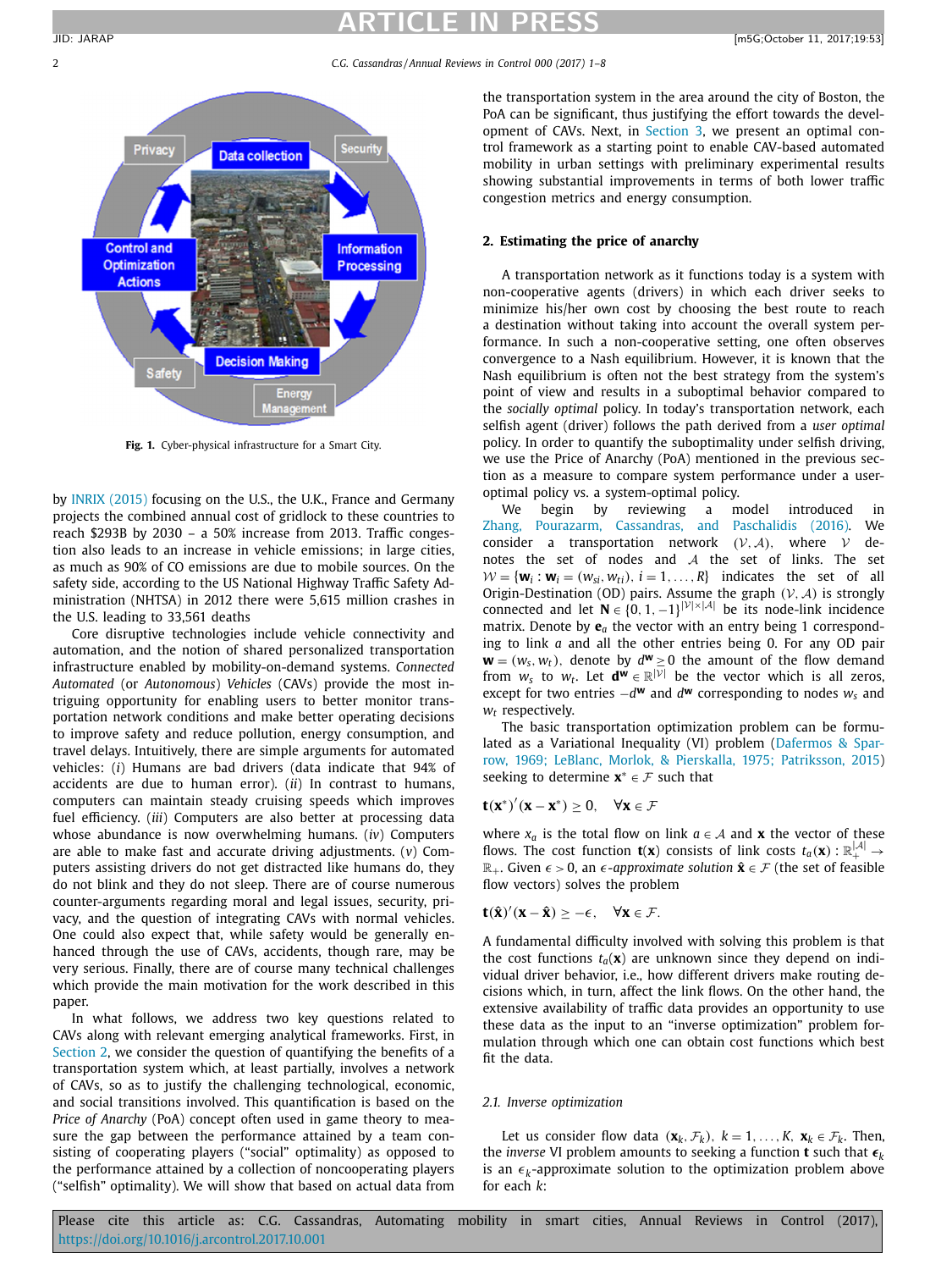Fig. 1. Cyber-physical infrastructure for a Smart City.

by INRIX (2015) focusing on the U.S., the U.K., France and Germany projects the combined annual cost of gridlock to these countries to reach \$293B by 2030 – a 50% increase from 2013. Traffic congestion also leads to an increase in vehicle emissions; in large cities, as much as 90% of CO emissions are due to mobile sources. On the safety side, according to the US National Highway Traffic Safety Administration (NHTSA) in 2012 there were 5,615 million crashes in the U.S. leading to 33,561 deaths

Core disruptive technologies include vehicle connectivity and automation, and the notion of shared personalized transportation infrastructure enabled by mobility-on-demand systems. *Connected Automated* (or *Autonomous*) *Vehicles* (CAVs) provide the most intriguing opportunity for enabling users to better monitor transportation network conditions and make better operating decisions to improve safety and reduce pollution, energy consumption, and travel delays. Intuitively, there are simple arguments for automated vehicles: (*i*) Humans are bad drivers (data indicate that 94% of accidents are due to human error). (*ii*) In contrast to humans, computers can maintain steady cruising speeds which improves fuel efficiency. (*iii*) Computers are also better at processing data whose abundance is now overwhelming humans. (*iv*) Computers are able to make fast and accurate driving adjustments. (*v*) Computers assisting drivers do not get distracted like humans do, they do not blink and they do not sleep. There are of course numerous counter-arguments regarding moral and legal issues, security, privacy, and the question of integrating CAVs with normal vehicles. One could also expect that, while safety would be generally enhanced through the use of CAVs, accidents, though rare, may be very serious. Finally, there are of course many technical challenges which provide the main motivation for the work described in this paper.

In what follows, we address two key questions related to CAVs along with relevant emerging analytical frameworks. First, in Section 2, we consider the question of quantifying the benefits of a transportation system which, at least partially, involves a network of CAVs, so as to justify the challenging technological, economic, and social transitions involved. This quantification is based on the *Price of Anarchy* (PoA) concept often used in game theory to measure the gap between the performance attained by a team consisting of cooperating players ("social" optimality) as opposed to the performance attained by a collection of noncooperating players ("selfish" optimality). We will show that based on actual data from the transportation system in the area around the city of Boston, the PoA can be significant, thus justifying the effort towards the development of CAVs. Next, in Section 3, we present an optimal control framework as a starting point to enable CAV-based automated mobility in urban settings with preliminary experimental results showing substantial improvements in terms of both lower traffic congestion metrics and energy consumption.

## 2. Estimating the price of anarchy

A transportation network as it functions today is a system with non-cooperative agents (drivers) in which each driver seeks to minimize his/her own cost by choosing the best route to reach a destination without taking into account the overall system performance. In such a non-cooperative setting, one often observes convergence to a Nash equilibrium. However, it is known that the Nash equilibrium is often not the best strategy from the system's point of view and results in a suboptimal behavior compared to the *socially optimal* policy. In today's transportation network, each selfish agent (driver) follows the path derived from a *user optimal* policy. In order to quantify the suboptimality under selfish driving, we use the Price of Anarchy (PoA) mentioned in the previous section as a measure to compare system performance under a user-optimal policy vs. a system-optimal policy.

We begin by reviewing a model introduced in Zhang, Pourazarm, Cassandras, and Paschalidis (2016). We consider a transportation network $(\mathcal{V}, \mathcal{A})$, where $\mathcal{V}$ denotes the set of nodes and $\mathcal{A}$ the set of links. The set $\mathcal{W} = \{\mathbf{w}_i : \mathbf{w}_i = (w_{si}, w_{ti}),\ i = 1, \ldots, R\}$ indicates the set of all Origin-Destination (OD) pairs. Assume the graph $(\mathcal{V}, \mathcal{A})$ is strongly connected and let $\mathbf{N} \in \{0, 1, -1\}^{|\mathcal{V}|\times|\mathcal{A}|}$ be its node-link incidence matrix. Denote by $\mathbf{e}_a$ the vector with an entry being 1 corresponding to link $a$ and all the other entries being 0. For any OD pair $\mathbf{w} = (w_s, w_t)$, denote by $d^{\mathbf{w}} \geq 0$ the amount of the flow demand from $w_s$ to $w_t$. Let $\mathbf{d}^{\mathbf{w}} \in \mathbb{R}^{|\mathcal{V}|}$ be the vector which is all zeros, except for two entries $-d^{\mathbf{w}}$ and $d^{\mathbf{w}}$ corresponding to nodes $w_s$ and $w_t$ respectively.

The basic transportation optimization problem can be formulated as a Variational Inequality (VI) problem (Dafermos & Sparrow, 1969; LeBlanc, Morlok, & Pierskalla, 1975; Patriksson, 2015) seeking to determine $\mathbf{x}^* \in \mathcal{F}$ such that

$$\mathbf{t}(\mathbf{x}^*)'(\mathbf{x} - \mathbf{x}^*) \geq 0, \quad \forall \mathbf{x} \in \mathcal{F}$$

where $x_a$ is the total flow on link $a \in \mathcal{A}$ and $\mathbf{x}$ the vector of these flows. The cost function $\mathbf{t}(\mathbf{x})$ consists of link costs $t_a(\mathbf{x}) : \mathbb{R}_+^{|\mathcal{A}|} \to \mathbb{R}_+$. Given $\epsilon > 0$, an $\epsilon$-*approximate solution* $\hat{\mathbf{x}} \in \mathcal{F}$ (the set of feasible flow vectors) solves the problem

$$\mathbf{t}(\hat{\mathbf{x}})'(\mathbf{x} - \hat{\mathbf{x}}) \geq -\epsilon, \quad \forall \mathbf{x} \in \mathcal{F}.$$

A fundamental difficulty involved with solving this problem is that the cost functions $t_a(\mathbf{x})$ are unknown since they depend on individual driver behavior, i.e., how different drivers make routing decisions which, in turn, affect the link flows. On the other hand, the extensive availability of traffic data provides an opportunity to use these data as the input to an "inverse optimization" problem formulation through which one can obtain cost functions which best fit the data.

### 2.1. Inverse optimization

Let us consider flow data $(\mathbf{x}_k, \mathcal{F}_k)$, $k = 1, \ldots, K$, $\mathbf{x}_k \in \mathcal{F}_k$. Then, the *inverse* VI problem amounts to seeking a function $\mathbf{t}$ such that $\boldsymbol{\epsilon}_k$ is an $\epsilon_k$-approximate solution to the optimization problem above for each $k$: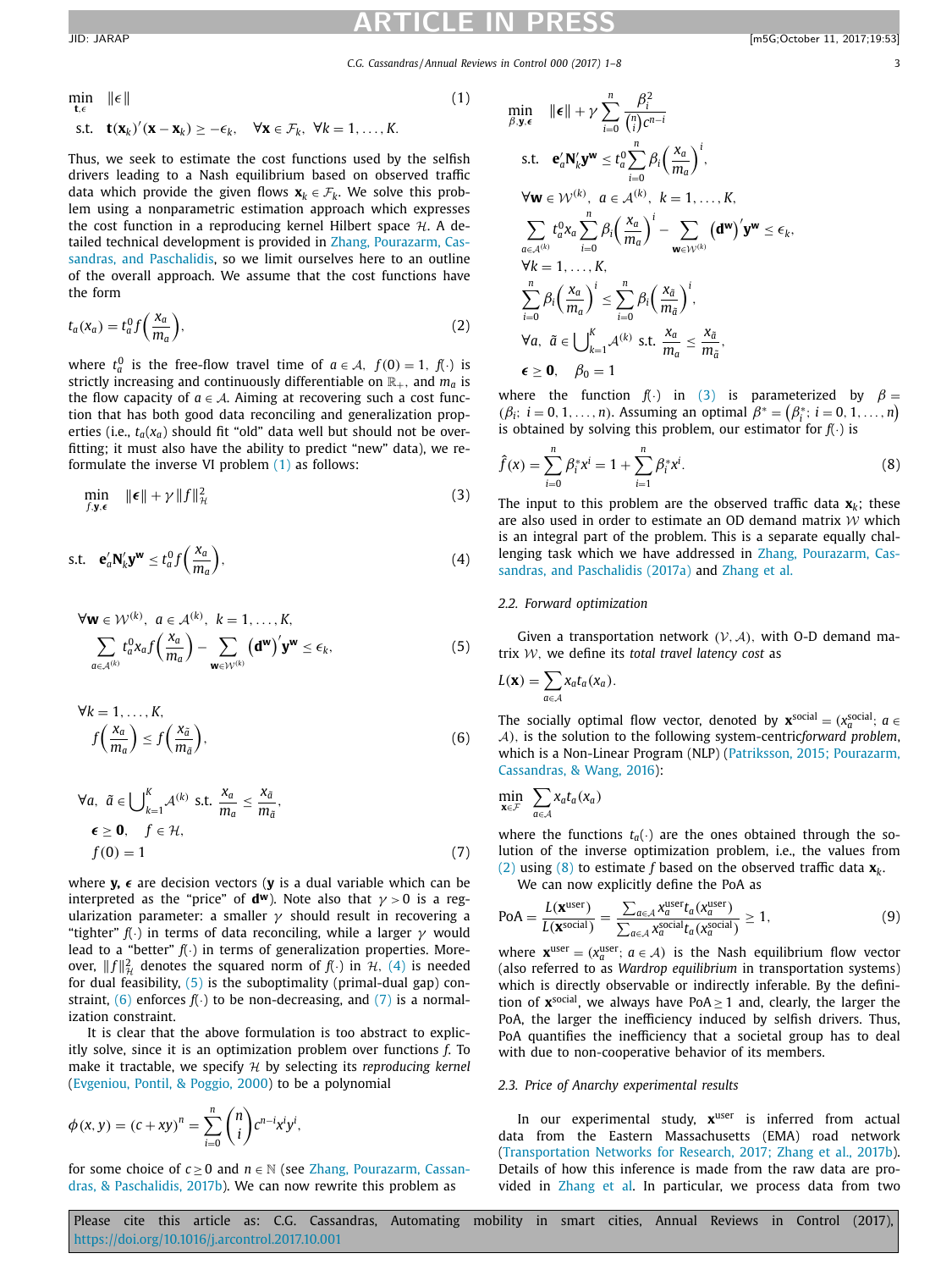$$\min_{\mathbf{t},\epsilon} \quad \|\epsilon\| \tag{1}$$

$$\text{s.t.} \quad \mathbf{t}(\mathbf{x}_k)'(\mathbf{x}-\mathbf{x}_k) \geq -\epsilon_k, \quad \forall \mathbf{x} \in \mathcal{F}_k, \ \forall k=1,\dots,K.$$

Thus, we seek to estimate the cost functions used by the selfish drivers leading to a Nash equilibrium based on observed traffic data which provide the given flows $\mathbf{x}_k \in \mathcal{F}_k$. We solve this problem using a nonparametric estimation approach which expresses the cost function in a reproducing kernel Hilbert space $\mathcal{H}$. A detailed technical development is provided in Zhang, Pourazarm, Cassandras, and Paschalidis, so we limit ourselves here to an outline of the overall approach. We assume that the cost functions have the form

$$t_a(x_a) = t_a^0 f\left(\frac{x_a}{m_a}\right), \tag{2}$$

where $t_a^0$ is the free-flow travel time of $a \in \mathcal{A}$, $f(0)=1$, $f(\cdot)$ is strictly increasing and continuously differentiable on $\mathbb{R}_+$, and $m_a$ is the flow capacity of $a \in \mathcal{A}$. Aiming at recovering such a cost function that has both good data reconciling and generalization properties (i.e., $t_a(x_a)$ should fit "old" data well but should not be overfitting; it must also have the ability to predict "new" data), we reformulate the inverse VI problem (1) as follows:

$$\min_{f,\mathbf{y},\epsilon} \quad \|\epsilon\| + \gamma \|f\|_{\mathcal{H}}^2 \tag{3}$$

$$\text{s.t.} \quad \mathbf{e}_a' \mathbf{N}_k' \mathbf{y}^{\mathbf{w}} \leq t_a^0 f\left(\frac{x_a}{m_a}\right), \tag{4}$$

$$\forall \mathbf{w} \in \mathcal{W}^{(k)}, \ a \in \mathcal{A}^{(k)}, \ k=1,\dots,K,$$
$$\sum_{a \in \mathcal{A}^{(k)}} t_a^0 x_a f\left(\frac{x_a}{m_a}\right) - \sum_{\mathbf{w} \in \mathcal{W}^{(k)}} \left(\mathbf{d}^{\mathbf{w}}\right)' \mathbf{y}^{\mathbf{w}} \leq \epsilon_k, \tag{5}$$

$$\forall k=1,\dots,K,$$
$$f\left(\frac{x_a}{m_a}\right) \leq f\left(\frac{x_{\tilde{a}}}{m_{\tilde{a}}}\right), \tag{6}$$

$$\forall a, \ \tilde{a} \in \bigcup_{k=1}^{K} \mathcal{A}^{(k)} \ \text{s.t.} \ \frac{x_a}{m_a} \leq \frac{x_{\tilde{a}}}{m_{\tilde{a}}},$$
$$\epsilon \geq \mathbf{0}, \quad f \in \mathcal{H},$$
$$f(0) = 1 \tag{7}$$

where $\mathbf{y}, \epsilon$ are decision vectors ($\mathbf{y}$ is a dual variable which can be interpreted as the "price" of $\mathbf{d}^{\mathbf{w}}$). Note also that $\gamma > 0$ is a regularization parameter: a smaller $\gamma$ should result in recovering a "tighter" $f(\cdot)$ in terms of data reconciling, while a larger $\gamma$ would lead to a "better" $f(\cdot)$ in terms of generalization properties. Moreover, $\|f\|_{\mathcal{H}}^2$ denotes the squared norm of $f(\cdot)$ in $\mathcal{H}$, (4) is needed for dual feasibility, (5) is the suboptimality (primal-dual gap) constraint, (6) enforces $f(\cdot)$ to be non-decreasing, and (7) is a normalization constraint.

It is clear that the above formulation is too abstract to explicitly solve, since it is an optimization problem over functions $f$. To make it tractable, we specify $\mathcal{H}$ by selecting its *reproducing kernel* (Evgeniou, Pontil, & Poggio, 2000) to be a polynomial

$$\phi(x,y) = (c+xy)^n = \sum_{i=0}^{n} \binom{n}{i} c^{n-i} x^i y^i,$$

for some choice of $c \geq 0$ and $n \in \mathbb{N}$ (see Zhang, Pourazarm, Cassandras, & Paschalidis, 2017b). We can now rewrite this problem as

$$\min_{\beta,\mathbf{y},\epsilon} \quad \|\epsilon\| + \gamma \sum_{i=0}^{n} \frac{\beta_i^2}{\binom{n}{i} c^{n-i}}$$

$$\text{s.t.} \quad \mathbf{e}_a' \mathbf{N}_k' \mathbf{y}^{\mathbf{w}} \leq t_a^0 \sum_{i=0}^{n} \beta_i \left(\frac{x_a}{m_a}\right)^i,$$

$$\forall \mathbf{w} \in \mathcal{W}^{(k)}, \ a \in \mathcal{A}^{(k)}, \ k=1,\dots,K,$$

$$\sum_{a \in \mathcal{A}^{(k)}} t_a^0 x_a \sum_{i=0}^{n} \beta_i \left(\frac{x_a}{m_a}\right)^i - \sum_{\mathbf{w} \in \mathcal{W}^{(k)}} \left(\mathbf{d}^{\mathbf{w}}\right)' \mathbf{y}^{\mathbf{w}} \leq \epsilon_k,$$

$$\forall k=1,\dots,K,$$

$$\sum_{i=0}^{n} \beta_i \left(\frac{x_a}{m_a}\right)^i \leq \sum_{i=0}^{n} \beta_i \left(\frac{x_{\tilde{a}}}{m_{\tilde{a}}}\right)^i,$$

$$\forall a, \ \tilde{a} \in \bigcup_{k=1}^{K} \mathcal{A}^{(k)} \ \text{s.t.} \ \frac{x_a}{m_a} \leq \frac{x_{\tilde{a}}}{m_{\tilde{a}}},$$

$$\epsilon \geq \mathbf{0}, \quad \beta_0 = 1$$

where the function $f(\cdot)$ in (3) is parameterized by $\beta = (\beta_i;\ i=0,1,\dots,n)$. Assuming an optimal $\beta^* = \left(\beta_i^*;\ i=0,1,\dots,n\right)$ is obtained by solving this problem, our estimator for $f(\cdot)$ is

$$\hat{f}(x) = \sum_{i=0}^{n} \beta_i^* x^i = 1 + \sum_{i=1}^{n} \beta_i^* x^i. \tag{8}$$

The input to this problem are the observed traffic data $\mathbf{x}_k$; these are also used in order to estimate an OD demand matrix $\mathcal{W}$ which is an integral part of the problem. This is a separate equally challenging task which we have addressed in Zhang, Pourazarm, Cassandras, and Paschalidis (2017a) and Zhang et al.

### 2.2. Forward optimization

Given a transportation network $(\mathcal{V}, \mathcal{A})$, with O-D demand matrix $\mathcal{W}$, we define its *total travel latency cost* as

$$L(\mathbf{x}) = \sum_{a \in \mathcal{A}} x_a t_a(x_a).$$

The socially optimal flow vector, denoted by $\mathbf{x}^{\text{social}} = (x_a^{\text{social}};\ a \in \mathcal{A})$, is the solution to the following system-centric *forward problem*, which is a Non-Linear Program (NLP) (Patriksson, 2015; Pourazarm, Cassandras, & Wang, 2016):

$$\min_{\mathbf{x} \in \mathcal{F}} \ \sum_{a \in \mathcal{A}} x_a t_a(x_a)$$

where the functions $t_a(\cdot)$ are the ones obtained through the solution of the inverse optimization problem, i.e., the values from (2) using (8) to estimate $f$ based on the observed traffic data $\mathbf{x}_k$.

We can now explicitly define the PoA as

$$\text{PoA} = \frac{L(\mathbf{x}^{\text{user}})}{L(\mathbf{x}^{\text{social}})} = \frac{\sum_{a \in \mathcal{A}} x_a^{\text{user}} t_a(x_a^{\text{user}})}{\sum_{a \in \mathcal{A}} x_a^{\text{social}} t_a(x_a^{\text{social}})} \geq 1, \tag{9}$$

where $\mathbf{x}^{\text{user}} = (x_a^{\text{user}};\ a \in \mathcal{A})$ is the Nash equilibrium flow vector (also referred to as *Wardrop equilibrium* in transportation systems) which is directly observable or indirectly inferable. By the definition of $\mathbf{x}^{\text{social}}$, we always have PoA $\geq 1$ and, clearly, the larger the PoA, the larger the inefficiency induced by selfish drivers. Thus, PoA quantifies the inefficiency that a societal group has to deal with due to non-cooperative behavior of its members.

### 2.3. Price of Anarchy experimental results

In our experimental study, $\mathbf{x}^{\text{user}}$ is inferred from actual data from the Eastern Massachusetts (EMA) road network (Transportation Networks for Research, 2017; Zhang et al., 2017b). Details of how this inference is made from the raw data are provided in Zhang et al. In particular, we process data from two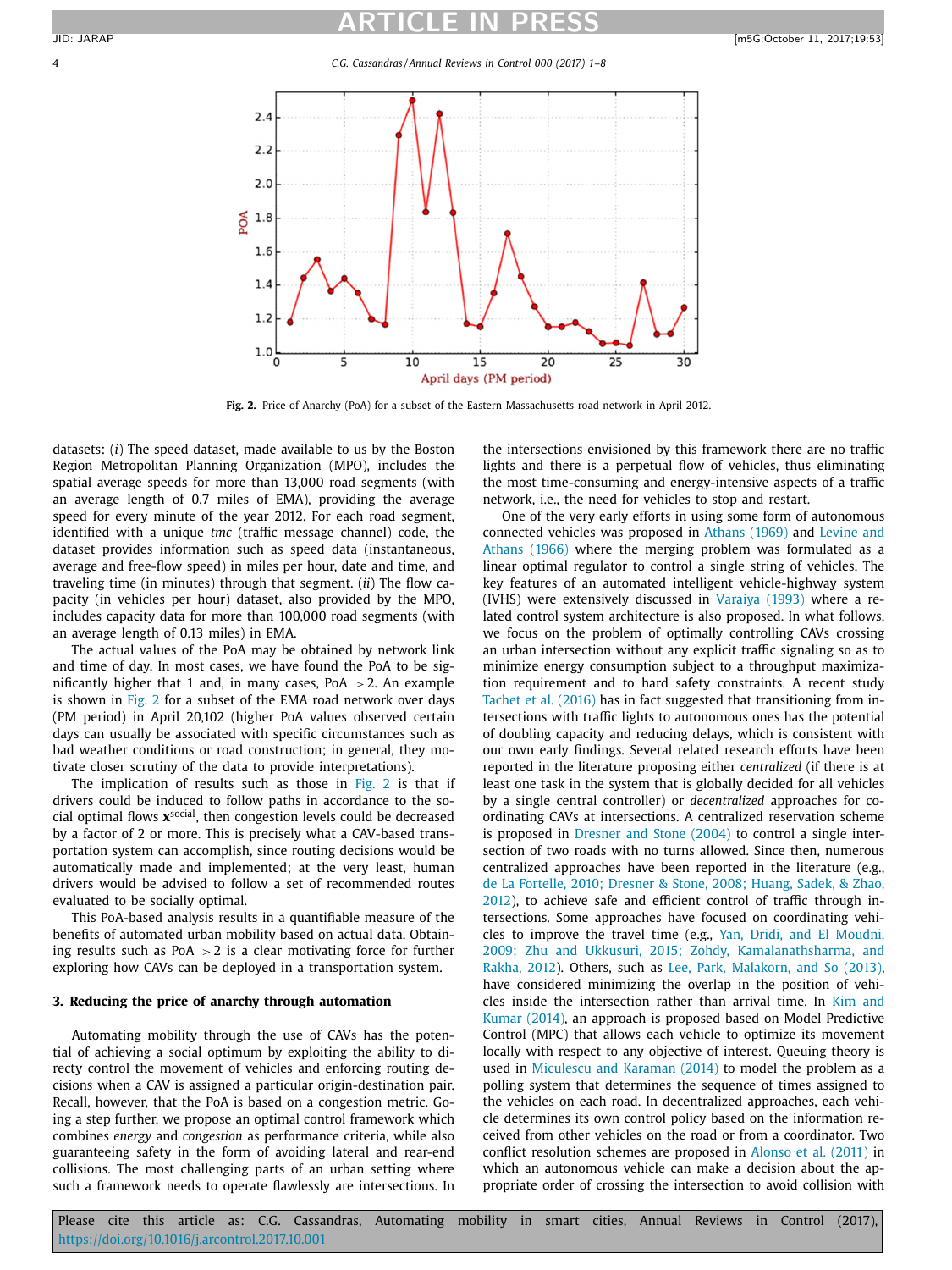Fig. 2. Price of Anarchy (PoA) for a subset of the Eastern Massachusetts road network in April 2012.

datasets: (*i*) The speed dataset, made available to us by the Boston Region Metropolitan Planning Organization (MPO), includes the spatial average speeds for more than 13,000 road segments (with an average length of 0.7 miles of EMA), providing the average speed for every minute of the year 2012. For each road segment, identified with a unique *tmc* (traffic message channel) code, the dataset provides information such as speed data (instantaneous, average and free-flow speed) in miles per hour, date and time, and traveling time (in minutes) through that segment. (*ii*) The flow capacity (in vehicles per hour) dataset, also provided by the MPO, includes capacity data for more than 100,000 road segments (with an average length of 0.13 miles) in EMA.

The actual values of the PoA may be obtained by network link and time of day. In most cases, we have found the PoA to be significantly higher that 1 and, in many cases, PoA $>2$. An example is shown in Fig. 2 for a subset of the EMA road network over days (PM period) in April 20,102 (higher PoA values observed certain days can usually be associated with specific circumstances such as bad weather conditions or road construction; in general, they motivate closer scrutiny of the data to provide interpretations).

The implication of results such as those in Fig. 2 is that if drivers could be induced to follow paths in accordance to the social optimal flows $\mathbf{x}^{\text{social}}$, then congestion levels could be decreased by a factor of 2 or more. This is precisely what a CAV-based transportation system can accomplish, since routing decisions would be automatically made and implemented; at the very least, human drivers would be advised to follow a set of recommended routes evaluated to be socially optimal.

This PoA-based analysis results in a quantifiable measure of the benefits of automated urban mobility based on actual data. Obtaining results such as PoA $>2$ is a clear motivating force for further exploring how CAVs can be deployed in a transportation system.

## 3. Reducing the price of anarchy through automation

Automating mobility through the use of CAVs has the potential of achieving a social optimum by exploiting the ability to directy control the movement of vehicles and enforcing routing decisions when a CAV is assigned a particular origin-destination pair. Recall, however, that the PoA is based on a congestion metric. Going a step further, we propose an optimal control framework which combines *energy* and *congestion* as performance criteria, while also guaranteeing safety in the form of avoiding lateral and rear-end collisions. The most challenging parts of an urban setting where such a framework needs to operate flawlessly are intersections. In the intersections envisioned by this framework there are no traffic lights and there is a perpetual flow of vehicles, thus eliminating the most time-consuming and energy-intensive aspects of a traffic network, i.e., the need for vehicles to stop and restart.

One of the very early efforts in using some form of autonomous connected vehicles was proposed in Athans (1969) and Levine and Athans (1966) where the merging problem was formulated as a linear optimal regulator to control a single string of vehicles. The key features of an automated intelligent vehicle-highway system (IVHS) were extensively discussed in Varaiya (1993) where a related control system architecture is also proposed. In what follows, we focus on the problem of optimally controlling CAVs crossing an urban intersection without any explicit traffic signaling so as to minimize energy consumption subject to a throughput maximization requirement and to hard safety constraints. A recent study Tachet et al. (2016) has in fact suggested that transitioning from intersections with traffic lights to autonomous ones has the potential of doubling capacity and reducing delays, which is consistent with our own early findings. Several related research efforts have been reported in the literature proposing either *centralized* (if there is at least one task in the system that is globally decided for all vehicles by a single central controller) or *decentralized* approaches for coordinating CAVs at intersections. A centralized reservation scheme is proposed in Dresner and Stone (2004) to control a single intersection of two roads with no turns allowed. Since then, numerous centralized approaches have been reported in the literature (e.g., de La Fortelle, 2010; Dresner & Stone, 2008; Huang, Sadek, & Zhao, 2012), to achieve safe and efficient control of traffic through intersections. Some approaches have focused on coordinating vehicles to improve the travel time (e.g., Yan, Dridi, and El Moudni, 2009; Zhu and Ukkusuri, 2015; Zohdy, Kamalanathsharma, and Rakha, 2012). Others, such as Lee, Park, Malakorn, and So (2013), have considered minimizing the overlap in the position of vehicles inside the intersection rather than arrival time. In Kim and Kumar (2014), an approach is proposed based on Model Predictive Control (MPC) that allows each vehicle to optimize its movement locally with respect to any objective of interest. Queuing theory is used in Miculescu and Karaman (2014) to model the problem as a polling system that determines the sequence of times assigned to the vehicles on each road. In decentralized approaches, each vehicle determines its own control policy based on the information received from other vehicles on the road or from a coordinator. Two conflict resolution schemes are proposed in Alonso et al. (2011) in which an autonomous vehicle can make a decision about the appropriate order of crossing the intersection to avoid collision with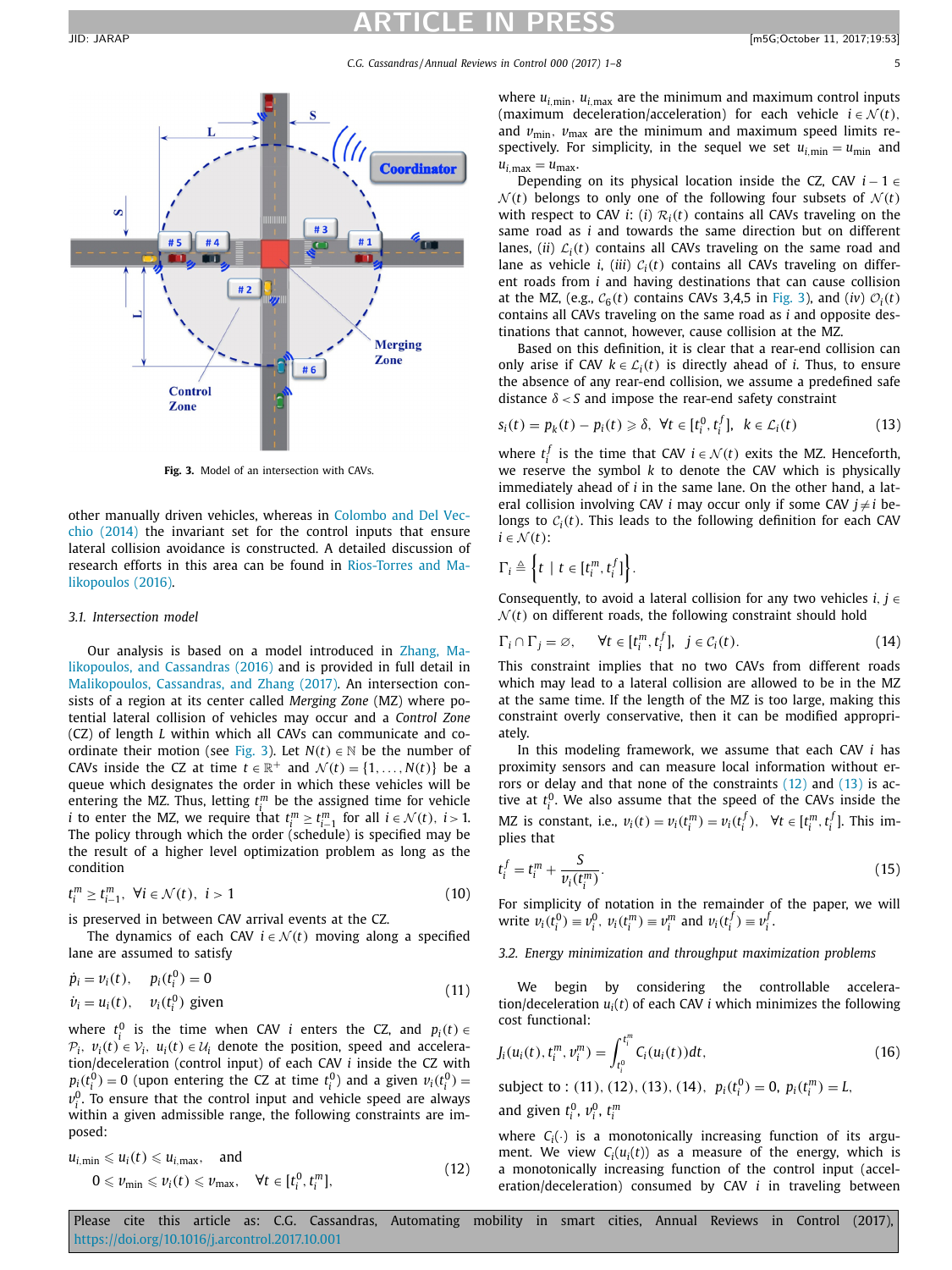Fig. 3. Model of an intersection with CAVs.

other manually driven vehicles, whereas in Colombo and Del Vecchio (2014) the invariant set for the control inputs that ensure lateral collision avoidance is constructed. A detailed discussion of research efforts in this area can be found in Rios-Torres and Malikopoulos (2016).

### 3.1. Intersection model

Our analysis is based on a model introduced in Zhang, Malikopoulos, and Cassandras (2016) and is provided in full detail in Malikopoulos, Cassandras, and Zhang (2017). An intersection consists of a region at its center called *Merging Zone* (MZ) where potential lateral collision of vehicles may occur and a *Control Zone* (CZ) of length $L$ within which all CAVs can communicate and coordinate their motion (see Fig. 3). Let $N(t) \in \mathbb{N}$ be the number of CAVs inside the CZ at time $t \in \mathbb{R}^+$ and $\mathcal{N}(t) = \{1, \ldots, N(t)\}$ be a queue which designates the order in which these vehicles will be entering the MZ. Thus, letting $t_i^m$ be the assigned time for vehicle $i$ to enter the MZ, we require that $t_i^m \geq t_{i-1}^m$ for all $i \in \mathcal{N}(t)$, $i > 1$. The policy through which the order (schedule) is specified may be the result of a higher level optimization problem as long as the condition

$$t_i^m \geq t_{i-1}^m, \quad \forall i \in \mathcal{N}(t), \ i > 1 \tag{10}$$

is preserved in between CAV arrival events at the CZ.

The dynamics of each CAV $i \in \mathcal{N}(t)$ moving along a specified lane are assumed to satisfy

$$\begin{aligned} \dot{p}_i &= v_i(t), \quad p_i(t_i^0) = 0 \\ \dot{v}_i &= u_i(t), \quad v_i(t_i^0) \text{ given} \end{aligned} \tag{11}$$

where $t_i^0$ is the time when CAV $i$ enters the CZ, and $p_i(t) \in \mathcal{P}_i$, $v_i(t) \in \mathcal{V}_i$, $u_i(t) \in \mathcal{U}_i$ denote the position, speed and acceleration/deceleration (control input) of each CAV $i$ inside the CZ with $p_i(t_i^0) = 0$ (upon entering the CZ at time $t_i^0$) and a given $v_i(t_i^0) = v_i^0$. To ensure that the control input and vehicle speed are always within a given admissible range, the following constraints are imposed:

$$\begin{aligned} &u_{i,\min} \leqslant u_i(t) \leqslant u_{i,\max}, \quad \text{and} \\ &0 \leqslant v_{\min} \leqslant v_i(t) \leqslant v_{\max}, \quad \forall t \in [t_i^0, t_i^m], \end{aligned} \tag{12}$$

where $u_{i,\min}$, $u_{i,\max}$ are the minimum and maximum control inputs (maximum deceleration/acceleration) for each vehicle $i \in \mathcal{N}(t)$, and $v_{\min}$, $v_{\max}$ are the minimum and maximum speed limits respectively. For simplicity, in the sequel we set $u_{i,\min} = u_{\min}$ and $u_{i,\max} = u_{\max}$.

Depending on its physical location inside the CZ, CAV $i-1 \in \mathcal{N}(t)$ belongs to only one of the following four subsets of $\mathcal{N}(t)$ with respect to CAV $i$: (*i*) $\mathcal{R}_i(t)$ contains all CAVs traveling on the same road as $i$ and towards the same direction but on different lanes, (*ii*) $\mathcal{L}_i(t)$ contains all CAVs traveling on the same road and lane as vehicle $i$, (*iii*) $\mathcal{C}_i(t)$ contains all CAVs traveling on different roads from $i$ and having destinations that can cause collision at the MZ, (e.g., $\mathcal{C}_6(t)$ contains CAVs 3,4,5 in Fig. 3), and (*iv*) $\mathcal{O}_i(t)$ contains all CAVs traveling on the same road as $i$ and opposite destinations that cannot, however, cause collision at the MZ.

Based on this definition, it is clear that a rear-end collision can only arise if CAV $k \in \mathcal{L}_i(t)$ is directly ahead of $i$. Thus, to ensure the absence of any rear-end collision, we assume a predefined safe distance $\delta < S$ and impose the rear-end safety constraint

$$s_i(t) = p_k(t) - p_i(t) \geqslant \delta, \ \forall t \in [t_i^0, t_i^f], \ k \in \mathcal{L}_i(t) \tag{13}$$

where $t_i^f$ is the time that CAV $i \in \mathcal{N}(t)$ exits the MZ. Henceforth, we reserve the symbol $k$ to denote the CAV which is physically immediately ahead of $i$ in the same lane. On the other hand, a lateral collision involving CAV $i$ may occur only if some CAV $j \neq i$ belongs to $\mathcal{C}_i(t)$. This leads to the following definition for each CAV $i \in \mathcal{N}(t)$:

$$\Gamma_i \triangleq \left\{ t \mid t \in [t_i^m, t_i^f] \right\}.$$

Consequently, to avoid a lateral collision for any two vehicles $i, j \in \mathcal{N}(t)$ on different roads, the following constraint should hold

$$\Gamma_i \cap \Gamma_j = \varnothing, \qquad \forall t \in [t_i^m, t_i^f], \ j \in \mathcal{C}_i(t). \tag{14}$$

This constraint implies that no two CAVs from different roads which may lead to a lateral collision are allowed to be in the MZ at the same time. If the length of the MZ is too large, making this constraint overly conservative, then it can be modified appropriately.

In this modeling framework, we assume that each CAV $i$ has proximity sensors and can measure local information without errors or delay and that none of the constraints (12) and (13) is active at $t_i^0$. We also assume that the speed of the CAVs inside the MZ is constant, i.e., $v_i(t) = v_i(t_i^m) = v_i(t_i^f)$, $\forall t \in [t_i^m, t_i^f]$. This implies that

$$t_i^f = t_i^m + \frac{S}{v_i(t_i^m)}. \tag{15}$$

For simplicity of notation in the remainder of the paper, we will write $v_i(t_i^0) \equiv v_i^0$, $v_i(t_i^m) \equiv v_i^m$ and $v_i(t_i^f) \equiv v_i^f$.

### 3.2. Energy minimization and throughput maximization problems

We begin by considering the controllable acceleration/deceleration $u_i(t)$ of each CAV $i$ which minimizes the following cost functional:

$$J_i(u_i(t), t_i^m, v_i^m) = \int_{t_i^0}^{t_i^m} C_i(u_i(t))dt, \tag{16}$$

$$\text{subject to : (11), (12), (13), (14),} \ \ p_i(t_i^0) = 0, \ p_i(t_i^m) = L,$$

and given $t_i^0$, $v_i^0$, $t_i^m$

where $C_i(\cdot)$ is a monotonically increasing function of its argument. We view $C_i(u_i(t))$ as a measure of the energy, which is a monotonically increasing function of the control input (acceleration/deceleration) consumed by CAV $i$ in traveling between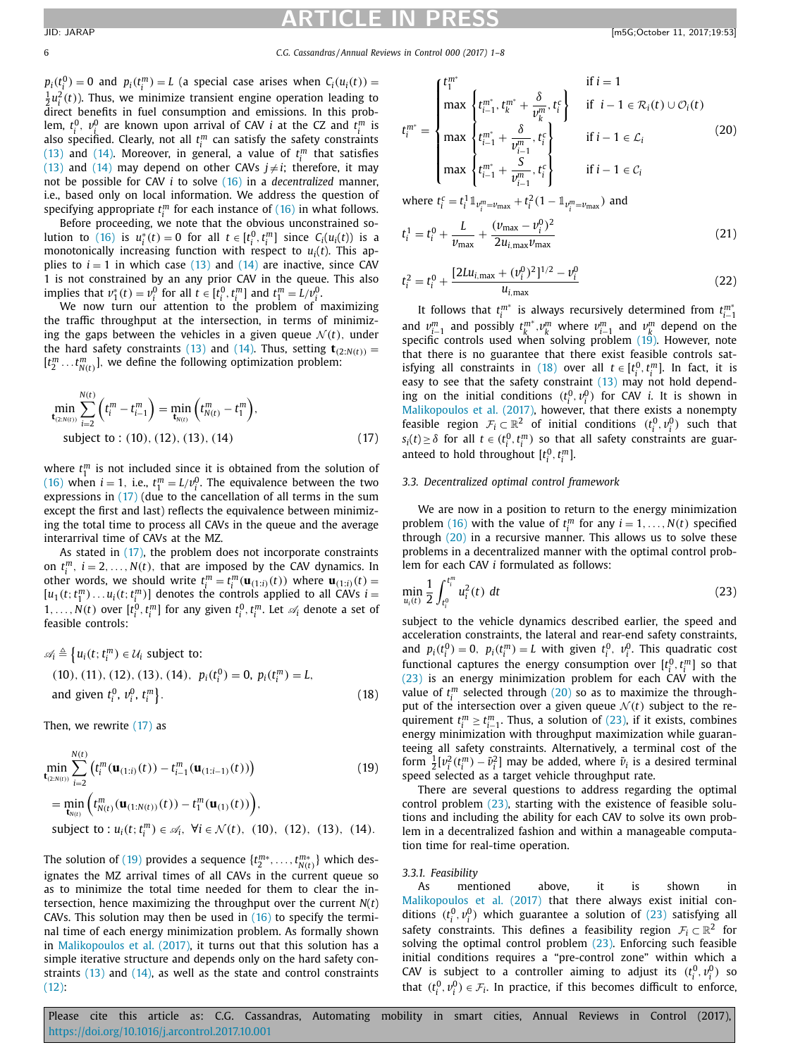$p_i(t_i^0) = 0$ and $p_i(t_i^m) = L$ (a special case arises when $C_i(u_i(t)) = \frac{1}{2}u_i^2(t)$). Thus, we minimize transient engine operation leading to direct benefits in fuel consumption and emissions. In this problem, $t_i^0$, $v_i^0$ are known upon arrival of CAV $i$ at the CZ and $t_i^m$ is also specified. Clearly, not all $t_i^m$ can satisfy the safety constraints (13) and (14). Moreover, in general, a value of $t_i^m$ that satisfies (13) and (14) may depend on other CAVs $j \neq i$; therefore, it may not be possible for CAV $i$ to solve (16) in a *decentralized* manner, i.e., based only on local information. We address the question of specifying appropriate $t_i^m$ for each instance of (16) in what follows.

Before proceeding, we note that the obvious unconstrained solution to (16) is $u_i^*(t) = 0$ for all $t \in [t_i^0, t_i^m]$ since $C_i(u_i(t))$ is a monotonically increasing function with respect to $u_i(t)$. This applies to $i = 1$ in which case (13) and (14) are inactive, since CAV 1 is not constrained by an any prior CAV in the queue. This also implies that $v_1^*(t) = v_1^0$ for all $t \in [t_1^0, t_1^m]$ and $t_1^m = L/v_1^0$.

We now turn our attention to the problem of maximizing the traffic throughput at the intersection, in terms of minimizing the gaps between the vehicles in a given queue $\mathcal{N}(t)$, under the hard safety constraints (13) and (14). Thus, setting $\mathbf{t}_{(2:N(t))} = [t_2^m \dots t_{N(t)}^m]$, we define the following optimization problem:

$$\min_{\mathbf{t}_{(2:N(t))}} \sum_{i=2}^{N(t)} \left(t_i^m - t_{i-1}^m\right) = \min_{\mathbf{t}_{N(t)}} \left(t_{N(t)}^m - t_1^m\right),$$
$$\text{subject to} : (10), (12), (13), (14) \tag{17}$$

where $t_1^m$ is not included since it is obtained from the solution of (16) when $i = 1$, i.e., $t_1^m = L/v_1^0$. The equivalence between the two expressions in (17) (due to the cancellation of all terms in the sum except the first and last) reflects the equivalence between minimizing the total time to process all CAVs in the queue and the average interarrival time of CAVs at the MZ.

As stated in (17), the problem does not incorporate constraints on $t_i^m$, $i = 2, \dots, N(t)$, that are imposed by the CAV dynamics. In other words, we should write $t_i^m = t_i^m(\mathbf{u}_{(1:i)}(t))$ where $\mathbf{u}_{(1:i)}(t) = [u_1(t; t_1^m) \dots u_i(t; t_i^m)]$ denotes the controls applied to all CAVs $i = 1, \dots, N(t)$ over $[t_i^0, t_i^m]$ for any given $t_i^0, t_i^m$. Let $\mathscr{A}_i$ denote a set of feasible controls:

$$\mathscr{A}_i \triangleq \Big\{u_i(t; t_i^m) \in \mathcal{U}_i \text{ subject to:}$$
$$(10), (11), (12), (13), (14), \; p_i(t_i^0) = 0, \; p_i(t_i^m) = L,$$
$$\text{and given } t_i^0, \, v_i^0, \, t_i^m\Big\}. \tag{18}$$

Then, we rewrite (17) as

$$\min_{\mathbf{t}_{(2:N(t))}} \sum_{i=2}^{N(t)} \left(t_i^m(\mathbf{u}_{(1:i)}(t)) - t_{i-1}^m(\mathbf{u}_{(1:i-1)}(t))\right) \tag{19}$$
$$= \min_{\mathbf{t}_{N(t)}} \left(t_{N(t)}^m(\mathbf{u}_{(1:N(t))}(t)) - t_1^m(\mathbf{u}_{(1)}(t))\right),$$
$$\text{subject to} : u_i(t; t_i^m) \in \mathscr{A}_i, \; \forall i \in \mathcal{N}(t), \; (10), \; (12), \; (13), \; (14).$$

The solution of (19) provides a sequence $\{t_2^{m*}, \dots, t_{N(t)}^{m*}\}$ which designates the MZ arrival times of all CAVs in the current queue so as to minimize the total time needed for them to clear the intersection, hence maximizing the throughput over the current $N(t)$ CAVs. This solution may then be used in (16) to specify the terminal time of each energy minimization problem. As formally shown in Malikopoulos et al. (2017), it turns out that this solution has a simple iterative structure and depends only on the hard safety constraints (13) and (14), as well as the state and control constraints (12):

$$t_i^{m*} = \begin{cases} t_1^{m*} & \text{if } i = 1 \\ \max\left\{t_{i-1}^{m*}, t_k^{m*} + \dfrac{\delta}{v_k^m}, t_i^c\right\} & \text{if } i-1 \in \mathcal{R}_i(t) \cup \mathcal{O}_i(t) \\ \max\left\{t_{i-1}^{m*} + \dfrac{\delta}{v_{i-1}^m}, t_i^c\right\} & \text{if } i-1 \in \mathcal{L}_i \\ \max\left\{t_{i-1}^{m*} + \dfrac{S}{v_{i-1}^m}, t_i^c\right\} & \text{if } i-1 \in \mathcal{C}_i \end{cases} \tag{20}$$

where $t_i^c = t_i^1 \mathbb{1}_{v_i^m = v_{\max}} + t_i^2 (1 - \mathbb{1}_{v_i^m = v_{\max}})$ and

$$t_i^1 = t_i^0 + \frac{L}{v_{\max}} + \frac{(v_{\max} - v_i^0)^2}{2u_{i,\max} v_{\max}} \tag{21}$$

$$t_i^2 = t_i^0 + \frac{[2Lu_{i,\max} + (v_i^0)^2]^{1/2} - v_i^0}{u_{i,\max}} \tag{22}$$

It follows that $t_i^{m*}$ is always recursively determined from $t_{i-1}^{m*}$ and $v_{i-1}^m$ and possibly $t_k^{m*}, v_k^m$ where $v_{i-1}^m$ and $v_k^m$ depend on the specific controls used when solving problem (19). However, note that there is no guarantee that there exist feasible controls satisfying all constraints in (18) over all $t \in [t_i^0, t_i^m]$. In fact, it is easy to see that the safety constraint (13) may not hold depending on the initial conditions $(t_i^0, v_i^0)$ for CAV $i$. It is shown in Malikopoulos et al. (2017), however, that there exists a nonempty feasible region $\mathcal{F}_i \subset \mathbb{R}^2$ of initial conditions $(t_i^0, v_i^0)$ such that $s_i(t) \geq \delta$ for all $t \in (t_i^0, t_i^m)$ so that all safety constraints are guaranteed to hold throughout $[t_i^0, t_i^m]$.

### 3.3. Decentralized optimal control framework

We are now in a position to return to the energy minimization problem (16) with the value of $t_i^m$ for any $i = 1, \dots, N(t)$ specified through (20) in a recursive manner. This allows us to solve these problems in a decentralized manner with the optimal control problem for each CAV $i$ formulated as follows:

$$\min_{u_i(t)} \frac{1}{2} \int_{t_i^0}^{t_i^m} u_i^2(t) \, dt \tag{23}$$

subject to the vehicle dynamics described earlier, the speed and acceleration constraints, the lateral and rear-end safety constraints, and $p_i(t_i^0) = 0$, $p_i(t_i^m) = L$ with given $t_i^0$, $v_i^0$. This quadratic cost functional captures the energy consumption over $[t_i^0, t_i^m]$ so that (23) is an energy minimization problem for each CAV with the value of $t_i^m$ selected through (20) so as to maximize the throughput of the intersection over a given queue $\mathcal{N}(t)$ subject to the requirement $t_i^m \geq t_{i-1}^m$. Thus, a solution of (23), if it exists, combines energy minimization with throughput maximization while guaranteeing all safety constraints. Alternatively, a terminal cost of the form $\frac{1}{2}[v_i^2(t_i^m) - \bar{v}_i^2]$ may be added, where $\bar{v}_i$ is a desired terminal speed selected as a target vehicle throughput rate.

There are several questions to address regarding the optimal control problem (23), starting with the existence of feasible solutions and including the ability for each CAV to solve its own problem in a decentralized fashion and within a manageable computation time for real-time operation.

#### 3.3.1. Feasibility

As mentioned above, it is shown in Malikopoulos et al. (2017) that there always exist initial conditions $(t_i^0, v_i^0)$ which guarantee a solution of (23) satisfying all safety constraints. This defines a feasibility region $\mathcal{F}_i \subset \mathbb{R}^2$ for solving the optimal control problem (23). Enforcing such feasible initial conditions requires a "pre-control zone" within which a CAV is subject to a controller aiming to adjust its $(t_i^0, v_i^0)$ so that $(t_i^0, v_i^0) \in \mathcal{F}_i$. In practice, if this becomes difficult to enforce,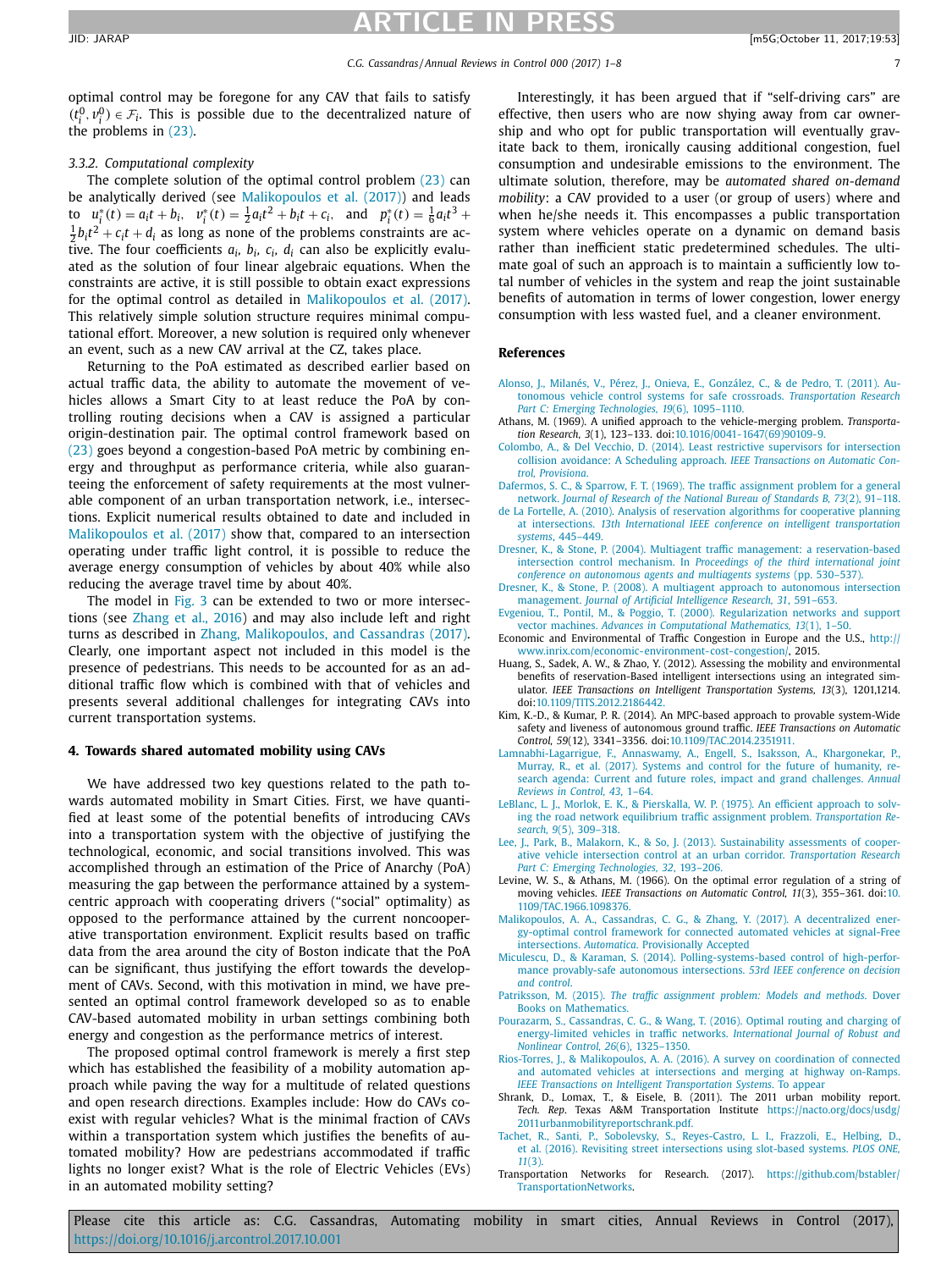optimal control may be foregone for any CAV that fails to satisfy $(t_i^0, v_i^0) \in \mathcal{F}_i$. This is possible due to the decentralized nature of the problems in (23).

### 3.3.2. Computational complexity

The complete solution of the optimal control problem (23) can be analytically derived (see Malikopoulos et al. (2017)) and leads to $u_i^*(t) = a_i t + b_i$, $v_i^*(t) = \frac{1}{2}a_i t^2 + b_i t + c_i$, and $p_i^*(t) = \frac{1}{6}a_i t^3 + \frac{1}{2}b_i t^2 + c_i t + d_i$ as long as none of the problems constraints are active. The four coefficients $a_i$, $b_i$, $c_i$, $d_i$ can also be explicitly evaluated as the solution of four linear algebraic equations. When the constraints are active, it is still possible to obtain exact expressions for the optimal control as detailed in Malikopoulos et al. (2017). This relatively simple solution structure requires minimal computational effort. Moreover, a new solution is required only whenever an event, such as a new CAV arrival at the CZ, takes place.

Returning to the PoA estimated as described earlier based on actual traffic data, the ability to automate the movement of vehicles allows a Smart City to at least reduce the PoA by controlling routing decisions when a CAV is assigned a particular origin-destination pair. The optimal control framework based on (23) goes beyond a congestion-based PoA metric by combining energy and throughput as performance criteria, while also guaranteeing the enforcement of safety requirements at the most vulnerable component of an urban transportation network, i.e., intersections. Explicit numerical results obtained to date and included in Malikopoulos et al. (2017) show that, compared to an intersection operating under traffic light control, it is possible to reduce the average energy consumption of vehicles by about 40% while also reducing the average travel time by about 40%.

The model in Fig. 3 can be extended to two or more intersections (see Zhang et al., 2016) and may also include left and right turns as described in Zhang, Malikopoulos, and Cassandras (2017). Clearly, one important aspect not included in this model is the presence of pedestrians. This needs to be accounted for as an additional traffic flow which is combined with that of vehicles and presents several additional challenges for integrating CAVs into current transportation systems.

## 4. Towards shared automated mobility using CAVs

We have addressed two key questions related to the path towards automated mobility in Smart Cities. First, we have quantified at least some of the potential benefits of introducing CAVs into a transportation system with the objective of justifying the technological, economic, and social transitions involved. This was accomplished through an estimation of the Price of Anarchy (PoA) measuring the gap between the performance attained by a system-centric approach with cooperating drivers ("social" optimality) as opposed to the performance attained by the current noncooperative transportation environment. Explicit results based on traffic data from the area around the city of Boston indicate that the PoA can be significant, thus justifying the effort towards the development of CAVs. Second, with this motivation in mind, we have presented an optimal control framework developed so as to enable CAV-based automated mobility in urban settings combining both energy and congestion as the performance metrics of interest.

The proposed optimal control framework is merely a first step which has established the feasibility of a mobility automation approach while paving the way for a multitude of related questions and open research directions. Examples include: How do CAVs coexist with regular vehicles? What is the minimal fraction of CAVs within a transportation system which justifies the benefits of automated mobility? How are pedestrians accommodated if traffic lights no longer exist? What is the role of Electric Vehicles (EVs) in an automated mobility setting?

Interestingly, it has been argued that if "self-driving cars" are effective, then users who are now shying away from car ownership and who opt for public transportation will eventually gravitate back to them, ironically causing additional congestion, fuel consumption and undesirable emissions to the environment. The ultimate solution, therefore, may be *automated shared on-demand mobility*: a CAV provided to a user (or group of users) where and when he/she needs it. This encompasses a public transportation system where vehicles operate on a dynamic on demand basis rather than inefficient static predetermined schedules. The ultimate goal of such an approach is to maintain a sufficiently low total number of vehicles in the system and reap the joint sustainable benefits of automation in terms of lower congestion, lower energy consumption with less wasted fuel, and a cleaner environment.

## References

Alonso, J., Milanés, V., Pérez, J., Onieva, E., González, C., & de Pedro, T. (2011). Autonomous vehicle control systems for safe crossroads. *Transportation Research Part C: Emerging Technologies, 19*(6), 1095–1110.

Athans, M. (1969). A unified approach to the vehicle-merging problem. *Transportation Research, 3*(1), 123–133. doi:10.1016/0041-1647(69)90109-9.

Colombo, A., & Del Vecchio, D. (2014). Least restrictive supervisors for intersection collision avoidance: A Scheduling approach. *IEEE Transactions on Automatic Control, Provisiona*.

Dafermos, S. C., & Sparrow, F. T. (1969). The traffic assignment problem for a general network. *Journal of Research of the National Bureau of Standards B, 73*(2), 91–118.

de La Fortelle, A. (2010). Analysis of reservation algorithms for cooperative planning at intersections. *13th International IEEE conference on intelligent transportation systems*, 445–449.

Dresner, K., & Stone, P. (2004). Multiagent traffic management: a reservation-based intersection control mechanism. In *Proceedings of the third international joint conference on autonomous agents and multiagents systems* (pp. 530–537).

Dresner, K., & Stone, P. (2008). A multiagent approach to autonomous intersection management. *Journal of Artificial Intelligence Research, 31*, 591–653.

Evgeniou, T., Pontil, M., & Poggio, T. (2000). Regularization networks and support vector machines. *Advances in Computational Mathematics, 13*(1), 1–50.

Economic and Environmental of Traffic Congestion in Europe and the U.S., http://www.inrix.com/economic-environment-cost-congestion/, 2015.

Huang, S., Sadek, A. W., & Zhao, Y. (2012). Assessing the mobility and environmental benefits of reservation-Based intelligent intersections using an integrated simulator. *IEEE Transactions on Intelligent Transportation Systems, 13*(3), 1201,1214. doi:10.1109/TITS.2012.2186442.

Kim, K.-D., & Kumar, P. R. (2014). An MPC-based approach to provable system-Wide safety and liveness of autonomous ground traffic. *IEEE Transactions on Automatic Control, 59*(12), 3341–3356. doi:10.1109/TAC.2014.2351911.

Lamnabhi-Lagarrigue, F., Annaswamy, A., Engell, S., Isaksson, A., Khargonekar, P., Murray, R., et al. (2017). Systems and control for the future of humanity, research agenda: Current and future roles, impact and grand challenges. *Annual Reviews in Control, 43*, 1–64.

LeBlanc, L. J., Morlok, E. K., & Pierskalla, W. P. (1975). An efficient approach to solving the road network equilibrium traffic assignment problem. *Transportation Research, 9*(5), 309–318.

Lee, J., Park, B., Malakorn, K., & So, J. (2013). Sustainability assessments of cooperative vehicle intersection control at an urban corridor. *Transportation Research Part C: Emerging Technologies, 32*, 193–206.

Levine, W. S., & Athans, M. (1966). On the optimal error regulation of a string of moving vehicles. *IEEE Transactions on Automatic Control, 11*(3), 355–361. doi:10.1109/TAC.1966.1098376.

Malikopoulos, A. A., Cassandras, C. G., & Zhang, Y. (2017). A decentralized energy-optimal control framework for connected automated vehicles at signal-Free intersections. *Automatica*. Provisionally Accepted

Miculescu, D., & Karaman, S. (2014). Polling-systems-based control of high-performance provably-safe autonomous intersections. *53rd IEEE conference on decision and control*.

Patriksson, M. (2015). *The traffic assignment problem: Models and methods*. Dover Books on Mathematics.

Pourazarm, S., Cassandras, C. G., & Wang, T. (2016). Optimal routing and charging of energy-limited vehicles in traffic networks. *International Journal of Robust and Nonlinear Control, 26*(6), 1325–1350.

Rios-Torres, J., & Malikopoulos, A. A. (2016). A survey on coordination of connected and automated vehicles at intersections and merging at highway on-Ramps. *IEEE Transactions on Intelligent Transportation Systems*. To appear

Shrank, D., Lomax, T., & Eisele, B. (2011). The 2011 urban mobility report. *Tech. Rep*. Texas A&M Transportation Institute https://nacto.org/docs/usdg/2011urbanmobilityreportschrank.pdf.

Tachet, R., Santi, P., Sobolevsky, S., Reyes-Castro, L. I., Frazzoli, E., Helbing, D., et al. (2016). Revisiting street intersections using slot-based systems. *PLOS ONE, 11*(3).

Transportation Networks for Research. (2017). https://github.com/bstabler/TransportationNetworks.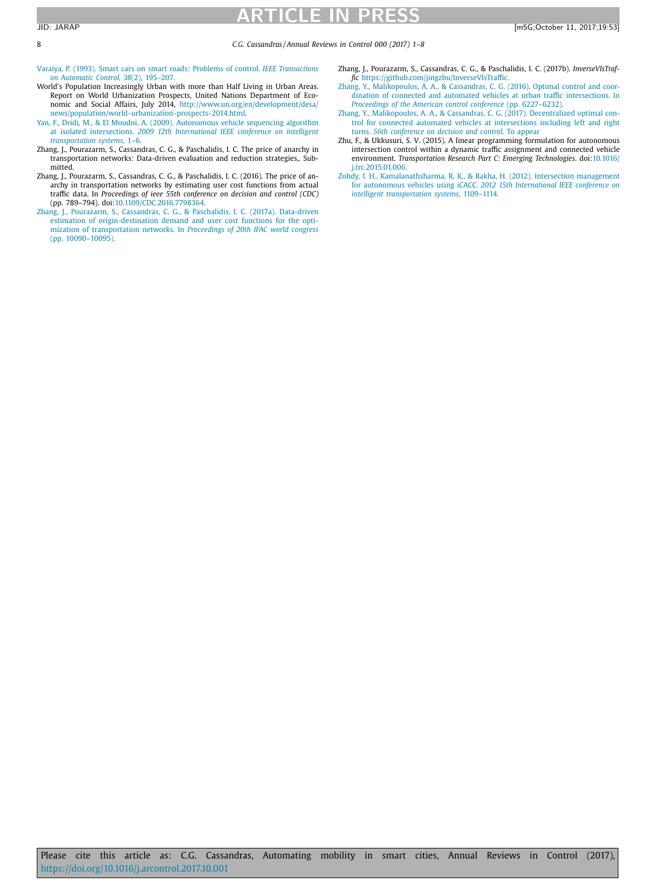Varaiya, P. (1993). Smart cars on smart roads: Problems of control. *IEEE Transactions on Automatic Control, 38*(2), 195–207.

World's Population Increasingly Urban with more than Half Living in Urban Areas. Report on World Urbanization Prospects, United Nations Department of Economic and Social Affairs, July 2014, http://www.un.org/en/development/desa/news/population/world-urbanization-prospects-2014.html.

Yan, F., Dridi, M., & El Moudni, A. (2009). Autonomous vehicle sequencing algorithm at isolated intersections. *2009 12th International IEEE conference on intelligent transportation systems*, 1–6.

Zhang, J., Pourazarm, S., Cassandras, C. G., & Paschalidis, I. C. The price of anarchy in transportation networks: Data-driven evaluation and reduction strategies,. Submitted.

Zhang, J., Pourazarm, S., Cassandras, C. G., & Paschalidis, I. C. (2016). The price of anarchy in transportation networks by estimating user cost functions from actual traffic data. In *Proceedings of ieee 55th conference on decision and control (CDC)* (pp. 789–794). doi:10.1109/CDC.2016.7798364.

Zhang, J., Pourazarm, S., Cassandras, C. G., & Paschalidis, I. C. (2017a). Data-driven estimation of origin-destination demand and user cost functions for the optimization of transportation networks. In *Proceedings of 20th IFAC world congress* (pp. 10090–10095).

Zhang, J., Pourazarm, S., Cassandras, C. G., & Paschalidis, I. C. (2017b). *InverseVIsTraffic* https://github.com/jingzbu/InverseVIsTraffic.

Zhang, Y., Malikopoulos, A. A., & Cassandras, C. G. (2016). Optimal control and coordination of connected and automated vehicles at urban traffic intersections. In *Proceedings of the American control conference* (pp. 6227–6232).

Zhang, Y., Malikopoulos, A. A., & Cassandras, C. G. (2017). Decentralized optimal control for connected automated vehicles at intersections including left and right turns. *56th conference on decision and control*. To appear

Zhu, F., & Ukkusuri, S. V. (2015). A linear programming formulation for autonomous intersection control within a dynamic traffic assignment and connected vehicle environment. *Transportation Research Part C: Emerging Technologies*. doi:10.1016/j.trc.2015.01.006.

Zohdy, I. H., Kamalanathsharma, R. K., & Rakha, H. (2012). Intersection management for autonomous vehicles using iCACC. *2012 15th International IEEE conference on intelligent transportation systems*, 1109–1114.

Please cite this article as: C.G. Cassandras, Automating mobility in smart cities, Annual Reviews in Control (2017), https://doi.org/10.1016/j.arcontrol.2017.10.001